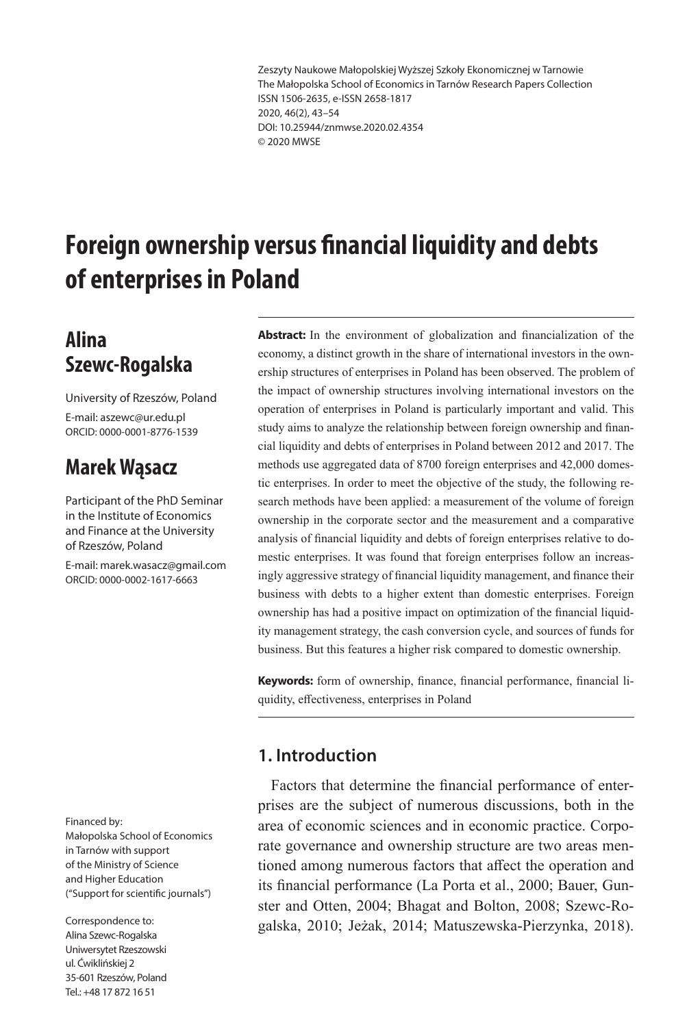Zeszyty Naukowe Małopolskiej Wyższej Szkoły Ekonomicznej w Tarnowie
The Małopolska School of Economics in Tarnów Research Papers Collection
ISSN 1506-2635, e-ISSN 2658-1817
2020, 46(2), 43–54
DOI: 10.25944/znmwse.2020.02.4354
© 2020 MWSE

# Foreign ownership versus financial liquidity and debts of enterprises in Poland

## Alina Szewc-Rogalska

University of Rzeszów, Poland
E-mail: aszewc@ur.edu.pl
ORCID: 0000-0001-8776-1539

## Marek Wąsacz

Participant of the PhD Seminar in the Institute of Economics and Finance at the University of Rzeszów, Poland
E-mail: marek.wasacz@gmail.com
ORCID: 0000-0002-1617-6663

**Abstract:** In the environment of globalization and financialization of the economy, a distinct growth in the share of international investors in the ownership structures of enterprises in Poland has been observed. The problem of the impact of ownership structures involving international investors on the operation of enterprises in Poland is particularly important and valid. This study aims to analyze the relationship between foreign ownership and financial liquidity and debts of enterprises in Poland between 2012 and 2017. The methods use aggregated data of 8700 foreign enterprises and 42,000 domestic enterprises. In order to meet the objective of the study, the following research methods have been applied: a measurement of the volume of foreign ownership in the corporate sector and the measurement and a comparative analysis of financial liquidity and debts of foreign enterprises relative to domestic enterprises. It was found that foreign enterprises follow an increasingly aggressive strategy of financial liquidity management, and finance their business with debts to a higher extent than domestic enterprises. Foreign ownership has had a positive impact on optimization of the financial liquidity management strategy, the cash conversion cycle, and sources of funds for business. But this features a higher risk compared to domestic ownership.

**Keywords:** form of ownership, finance, financial performance, financial liquidity, effectiveness, enterprises in Poland

## 1. Introduction

Factors that determine the financial performance of enterprises are the subject of numerous discussions, both in the area of economic sciences and in economic practice. Corporate governance and ownership structure are two areas mentioned among numerous factors that affect the operation and its financial performance (La Porta et al., 2000; Bauer, Gunster and Otten, 2004; Bhagat and Bolton, 2008; Szewc-Rogalska, 2010; Jeżak, 2014; Matuszewska-Pierzynka, 2018).

Financed by:
Małopolska School of Economics in Tarnów with support of the Ministry of Science and Higher Education ("Support for scientific journals")

Correspondence to:
Alina Szewc-Rogalska
Uniwersytet Rzeszowski
ul. Ćwiklińskiej 2
35-601 Rzeszów, Poland
Tel.: +48 17 872 16 51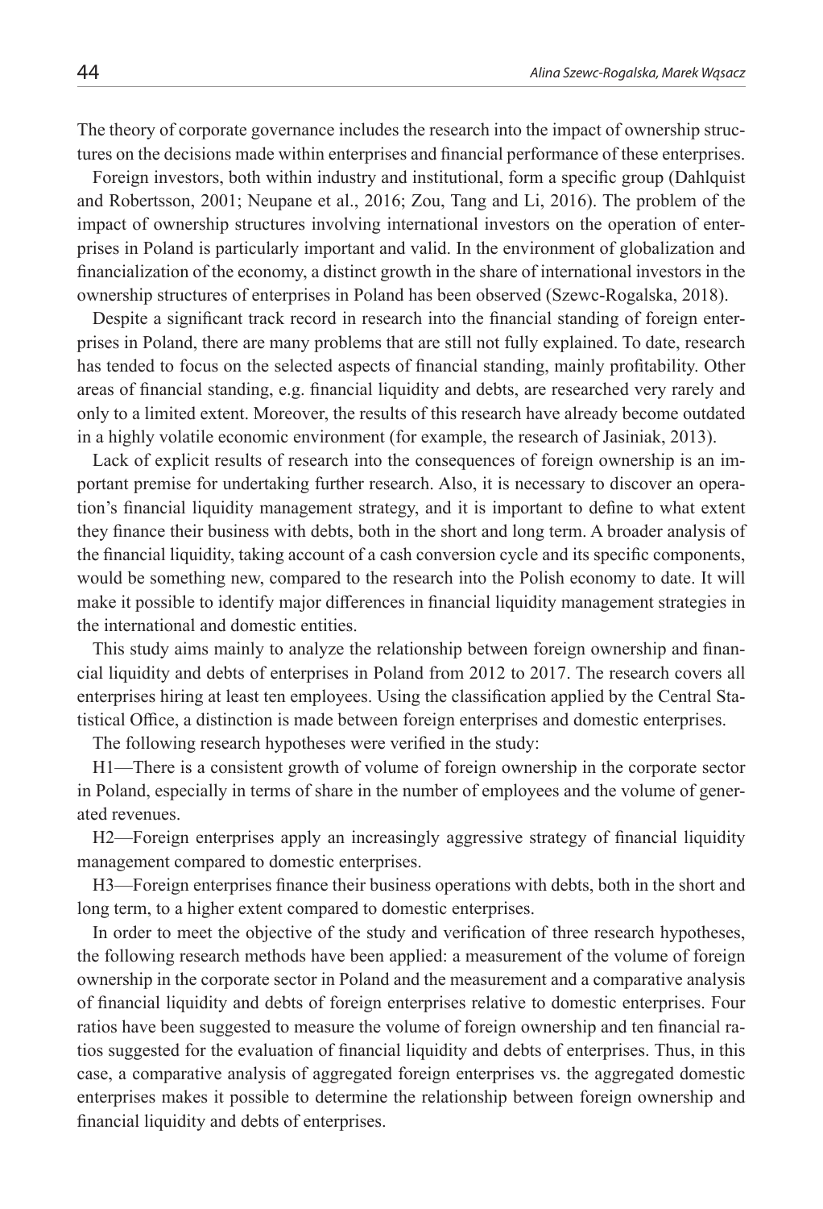The theory of corporate governance includes the research into the impact of ownership structures on the decisions made within enterprises and financial performance of these enterprises.

Foreign investors, both within industry and institutional, form a specific group (Dahlquist and Robertsson, 2001; Neupane et al., 2016; Zou, Tang and Li, 2016). The problem of the impact of ownership structures involving international investors on the operation of enterprises in Poland is particularly important and valid. In the environment of globalization and financialization of the economy, a distinct growth in the share of international investors in the ownership structures of enterprises in Poland has been observed (Szewc-Rogalska, 2018).

Despite a significant track record in research into the financial standing of foreign enterprises in Poland, there are many problems that are still not fully explained. To date, research has tended to focus on the selected aspects of financial standing, mainly profitability. Other areas of financial standing, e.g. financial liquidity and debts, are researched very rarely and only to a limited extent. Moreover, the results of this research have already become outdated in a highly volatile economic environment (for example, the research of Jasiniak, 2013).

Lack of explicit results of research into the consequences of foreign ownership is an important premise for undertaking further research. Also, it is necessary to discover an operation's financial liquidity management strategy, and it is important to define to what extent they finance their business with debts, both in the short and long term. A broader analysis of the financial liquidity, taking account of a cash conversion cycle and its specific components, would be something new, compared to the research into the Polish economy to date. It will make it possible to identify major differences in financial liquidity management strategies in the international and domestic entities.

This study aims mainly to analyze the relationship between foreign ownership and financial liquidity and debts of enterprises in Poland from 2012 to 2017. The research covers all enterprises hiring at least ten employees. Using the classification applied by the Central Statistical Office, a distinction is made between foreign enterprises and domestic enterprises.

The following research hypotheses were verified in the study:

H1—There is a consistent growth of volume of foreign ownership in the corporate sector in Poland, especially in terms of share in the number of employees and the volume of generated revenues.

H2—Foreign enterprises apply an increasingly aggressive strategy of financial liquidity management compared to domestic enterprises.

H3—Foreign enterprises finance their business operations with debts, both in the short and long term, to a higher extent compared to domestic enterprises.

In order to meet the objective of the study and verification of three research hypotheses, the following research methods have been applied: a measurement of the volume of foreign ownership in the corporate sector in Poland and the measurement and a comparative analysis of financial liquidity and debts of foreign enterprises relative to domestic enterprises. Four ratios have been suggested to measure the volume of foreign ownership and ten financial ratios suggested for the evaluation of financial liquidity and debts of enterprises. Thus, in this case, a comparative analysis of aggregated foreign enterprises vs. the aggregated domestic enterprises makes it possible to determine the relationship between foreign ownership and financial liquidity and debts of enterprises.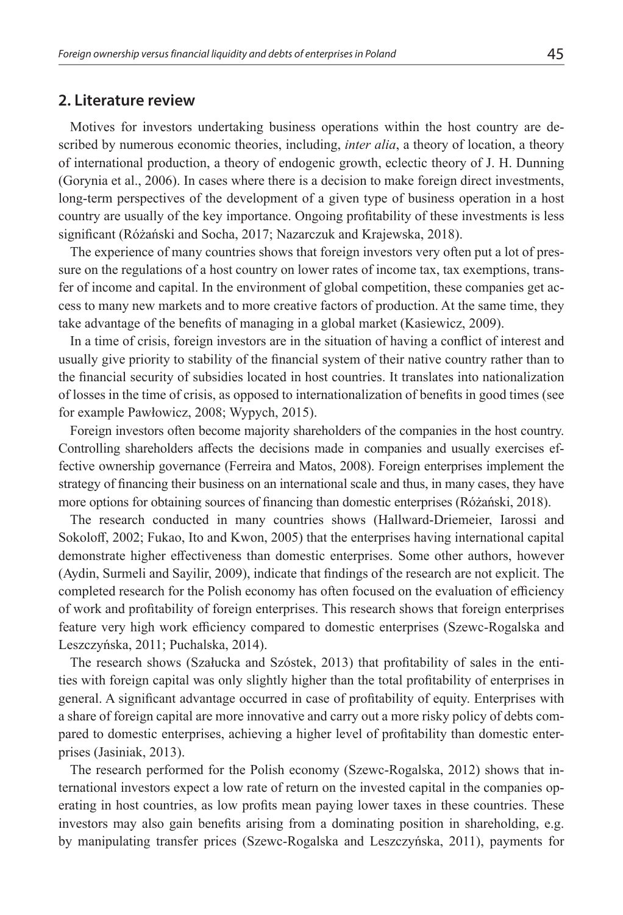## 2. Literature review

Motives for investors undertaking business operations within the host country are described by numerous economic theories, including, *inter alia*, a theory of location, a theory of international production, a theory of endogenic growth, eclectic theory of J. H. Dunning (Gorynia et al., 2006). In cases where there is a decision to make foreign direct investments, long-term perspectives of the development of a given type of business operation in a host country are usually of the key importance. Ongoing profitability of these investments is less significant (Różański and Socha, 2017; Nazarczuk and Krajewska, 2018).

The experience of many countries shows that foreign investors very often put a lot of pressure on the regulations of a host country on lower rates of income tax, tax exemptions, transfer of income and capital. In the environment of global competition, these companies get access to many new markets and to more creative factors of production. At the same time, they take advantage of the benefits of managing in a global market (Kasiewicz, 2009).

In a time of crisis, foreign investors are in the situation of having a conflict of interest and usually give priority to stability of the financial system of their native country rather than to the financial security of subsidies located in host countries. It translates into nationalization of losses in the time of crisis, as opposed to internationalization of benefits in good times (see for example Pawłowicz, 2008; Wypych, 2015).

Foreign investors often become majority shareholders of the companies in the host country. Controlling shareholders affects the decisions made in companies and usually exercises effective ownership governance (Ferreira and Matos, 2008). Foreign enterprises implement the strategy of financing their business on an international scale and thus, in many cases, they have more options for obtaining sources of financing than domestic enterprises (Różański, 2018).

The research conducted in many countries shows (Hallward-Driemeier, Iarossi and Sokoloff, 2002; Fukao, Ito and Kwon, 2005) that the enterprises having international capital demonstrate higher effectiveness than domestic enterprises. Some other authors, however (Aydin, Surmeli and Sayilir, 2009), indicate that findings of the research are not explicit. The completed research for the Polish economy has often focused on the evaluation of efficiency of work and profitability of foreign enterprises. This research shows that foreign enterprises feature very high work efficiency compared to domestic enterprises (Szewc-Rogalska and Leszczyńska, 2011; Puchalska, 2014).

The research shows (Szałucka and Szóstek, 2013) that profitability of sales in the entities with foreign capital was only slightly higher than the total profitability of enterprises in general. A significant advantage occurred in case of profitability of equity. Enterprises with a share of foreign capital are more innovative and carry out a more risky policy of debts compared to domestic enterprises, achieving a higher level of profitability than domestic enterprises (Jasiniak, 2013).

The research performed for the Polish economy (Szewc-Rogalska, 2012) shows that international investors expect a low rate of return on the invested capital in the companies operating in host countries, as low profits mean paying lower taxes in these countries. These investors may also gain benefits arising from a dominating position in shareholding, e.g. by manipulating transfer prices (Szewc-Rogalska and Leszczyńska, 2011), payments for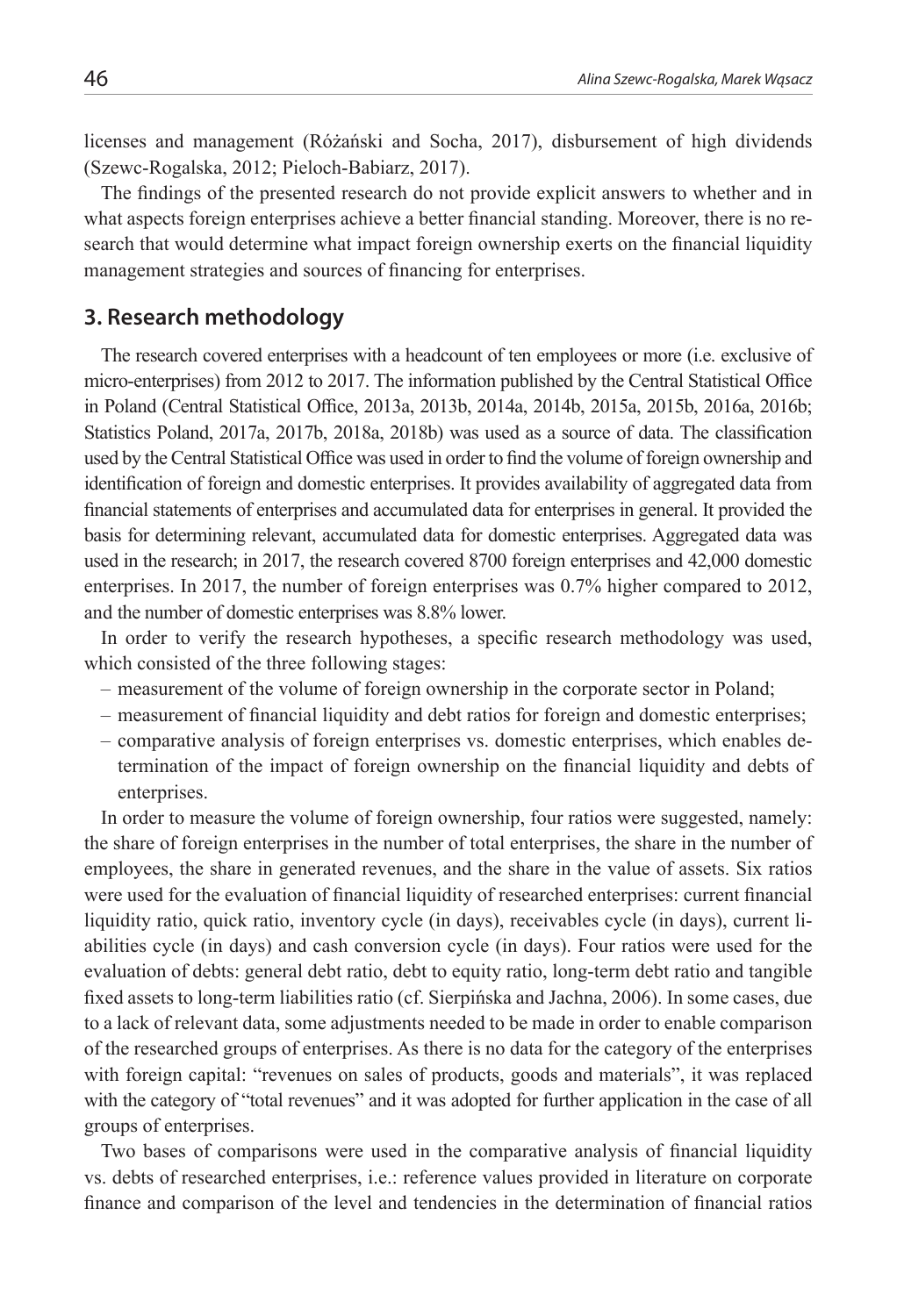licenses and management (Różański and Socha, 2017), disbursement of high dividends (Szewc-Rogalska, 2012; Pieloch-Babiarz, 2017).

The findings of the presented research do not provide explicit answers to whether and in what aspects foreign enterprises achieve a better financial standing. Moreover, there is no research that would determine what impact foreign ownership exerts on the financial liquidity management strategies and sources of financing for enterprises.

## 3. Research methodology

The research covered enterprises with a headcount of ten employees or more (i.e. exclusive of micro-enterprises) from 2012 to 2017. The information published by the Central Statistical Office in Poland (Central Statistical Office, 2013a, 2013b, 2014a, 2014b, 2015a, 2015b, 2016a, 2016b; Statistics Poland, 2017a, 2017b, 2018a, 2018b) was used as a source of data. The classification used by the Central Statistical Office was used in order to find the volume of foreign ownership and identification of foreign and domestic enterprises. It provides availability of aggregated data from financial statements of enterprises and accumulated data for enterprises in general. It provided the basis for determining relevant, accumulated data for domestic enterprises. Aggregated data was used in the research; in 2017, the research covered 8700 foreign enterprises and 42,000 domestic enterprises. In 2017, the number of foreign enterprises was 0.7% higher compared to 2012, and the number of domestic enterprises was 8.8% lower.

In order to verify the research hypotheses, a specific research methodology was used, which consisted of the three following stages:

– measurement of the volume of foreign ownership in the corporate sector in Poland;
– measurement of financial liquidity and debt ratios for foreign and domestic enterprises;
– comparative analysis of foreign enterprises vs. domestic enterprises, which enables determination of the impact of foreign ownership on the financial liquidity and debts of enterprises.

In order to measure the volume of foreign ownership, four ratios were suggested, namely: the share of foreign enterprises in the number of total enterprises, the share in the number of employees, the share in generated revenues, and the share in the value of assets. Six ratios were used for the evaluation of financial liquidity of researched enterprises: current financial liquidity ratio, quick ratio, inventory cycle (in days), receivables cycle (in days), current liabilities cycle (in days) and cash conversion cycle (in days). Four ratios were used for the evaluation of debts: general debt ratio, debt to equity ratio, long-term debt ratio and tangible fixed assets to long-term liabilities ratio (cf. Sierpińska and Jachna, 2006). In some cases, due to a lack of relevant data, some adjustments needed to be made in order to enable comparison of the researched groups of enterprises. As there is no data for the category of the enterprises with foreign capital: "revenues on sales of products, goods and materials", it was replaced with the category of "total revenues" and it was adopted for further application in the case of all groups of enterprises.

Two bases of comparisons were used in the comparative analysis of financial liquidity vs. debts of researched enterprises, i.e.: reference values provided in literature on corporate finance and comparison of the level and tendencies in the determination of financial ratios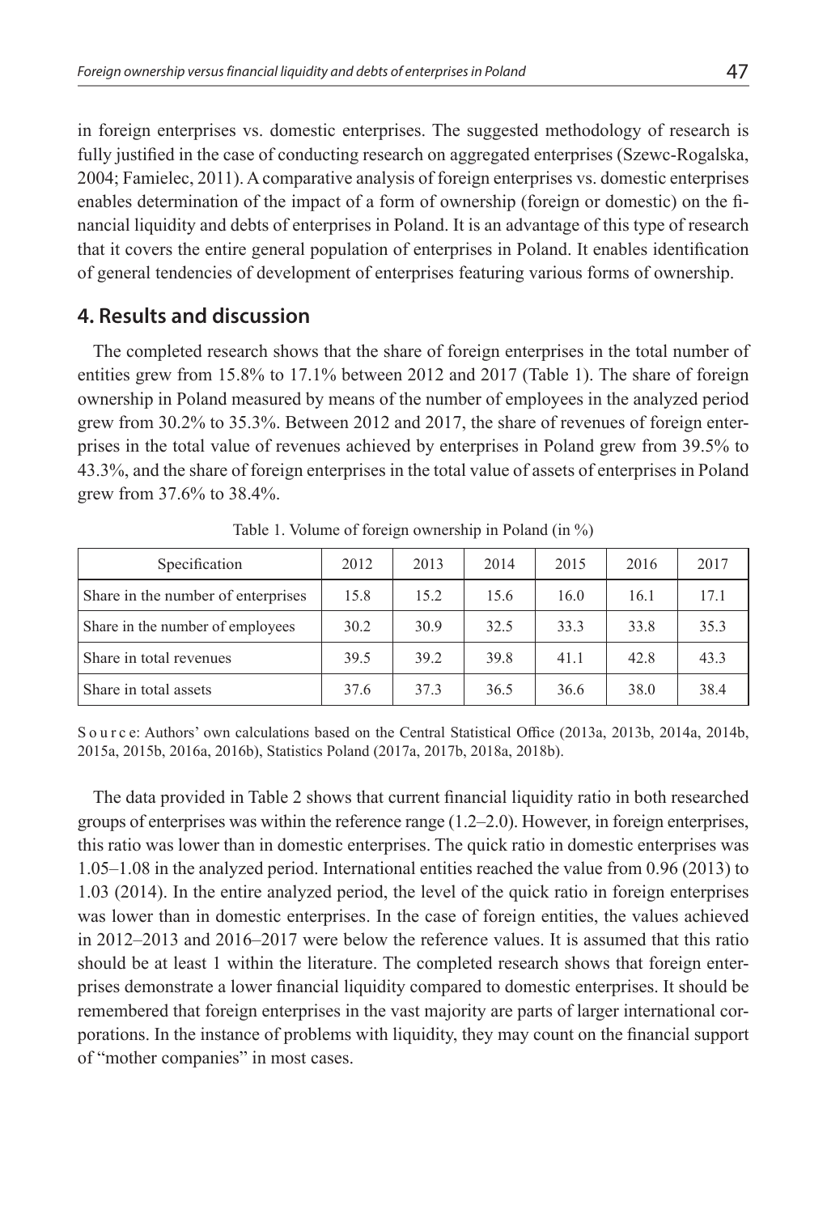in foreign enterprises vs. domestic enterprises. The suggested methodology of research is fully justified in the case of conducting research on aggregated enterprises (Szewc-Rogalska, 2004; Famielec, 2011). A comparative analysis of foreign enterprises vs. domestic enterprises enables determination of the impact of a form of ownership (foreign or domestic) on the financial liquidity and debts of enterprises in Poland. It is an advantage of this type of research that it covers the entire general population of enterprises in Poland. It enables identification of general tendencies of development of enterprises featuring various forms of ownership.

## 4. Results and discussion

The completed research shows that the share of foreign enterprises in the total number of entities grew from 15.8% to 17.1% between 2012 and 2017 (Table 1). The share of foreign ownership in Poland measured by means of the number of employees in the analyzed period grew from 30.2% to 35.3%. Between 2012 and 2017, the share of revenues of foreign enterprises in the total value of revenues achieved by enterprises in Poland grew from 39.5% to 43.3%, and the share of foreign enterprises in the total value of assets of enterprises in Poland grew from 37.6% to 38.4%.

Table 1. Volume of foreign ownership in Poland (in %)

| Specification | 2012 | 2013 | 2014 | 2015 | 2016 | 2017 |
|---|---|---|---|---|---|---|
| Share in the number of enterprises | 15.8 | 15.2 | 15.6 | 16.0 | 16.1 | 17.1 |
| Share in the number of employees | 30.2 | 30.9 | 32.5 | 33.3 | 33.8 | 35.3 |
| Share in total revenues | 39.5 | 39.2 | 39.8 | 41.1 | 42.8 | 43.3 |
| Share in total assets | 37.6 | 37.3 | 36.5 | 36.6 | 38.0 | 38.4 |

Source: Authors' own calculations based on the Central Statistical Office (2013a, 2013b, 2014a, 2014b, 2015a, 2015b, 2016a, 2016b), Statistics Poland (2017a, 2017b, 2018a, 2018b).

The data provided in Table 2 shows that current financial liquidity ratio in both researched groups of enterprises was within the reference range (1.2–2.0). However, in foreign enterprises, this ratio was lower than in domestic enterprises. The quick ratio in domestic enterprises was 1.05–1.08 in the analyzed period. International entities reached the value from 0.96 (2013) to 1.03 (2014). In the entire analyzed period, the level of the quick ratio in foreign enterprises was lower than in domestic enterprises. In the case of foreign entities, the values achieved in 2012–2013 and 2016–2017 were below the reference values. It is assumed that this ratio should be at least 1 within the literature. The completed research shows that foreign enterprises demonstrate a lower financial liquidity compared to domestic enterprises. It should be remembered that foreign enterprises in the vast majority are parts of larger international corporations. In the instance of problems with liquidity, they may count on the financial support of "mother companies" in most cases.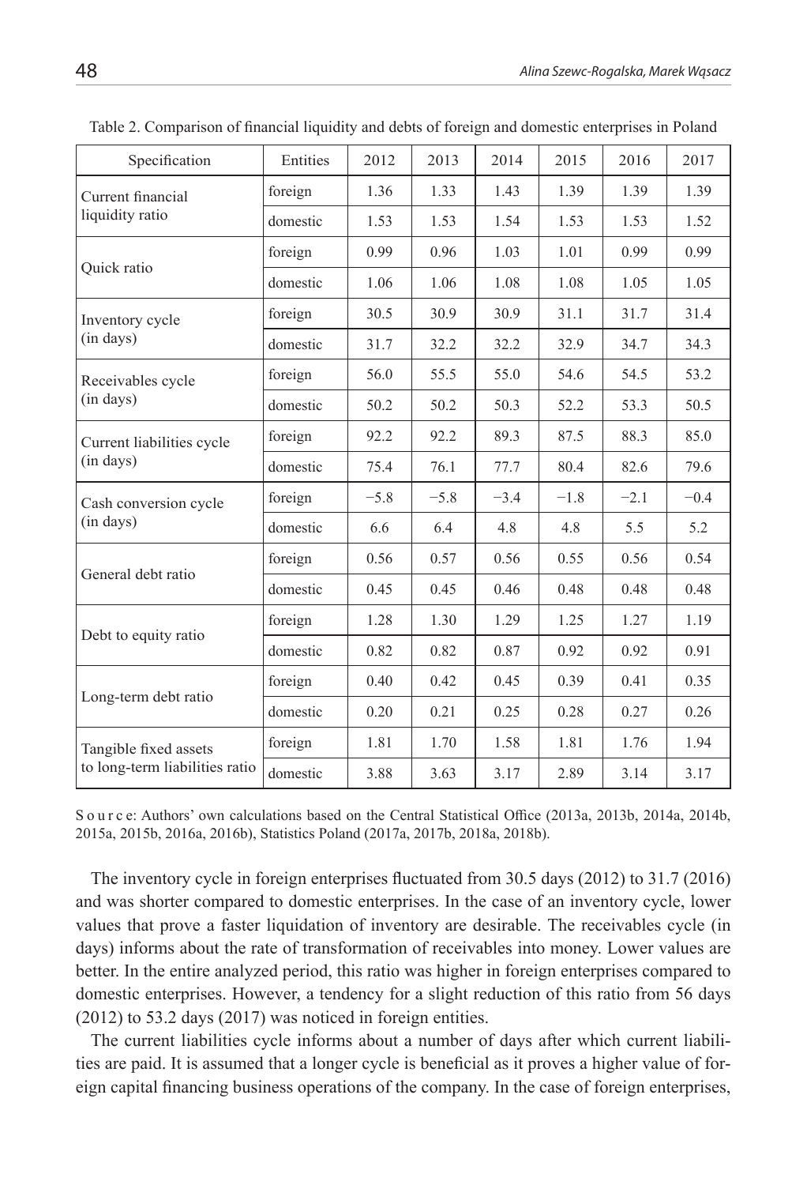Table 2. Comparison of financial liquidity and debts of foreign and domestic enterprises in Poland

| Specification | Entities | 2012 | 2013 | 2014 | 2015 | 2016 | 2017 |
|---|---|---|---|---|---|---|---|
| Current financial liquidity ratio | foreign | 1.36 | 1.33 | 1.43 | 1.39 | 1.39 | 1.39 |
| | domestic | 1.53 | 1.53 | 1.54 | 1.53 | 1.53 | 1.52 |
| Quick ratio | foreign | 0.99 | 0.96 | 1.03 | 1.01 | 0.99 | 0.99 |
| | domestic | 1.06 | 1.06 | 1.08 | 1.08 | 1.05 | 1.05 |
| Inventory cycle (in days) | foreign | 30.5 | 30.9 | 30.9 | 31.1 | 31.7 | 31.4 |
| | domestic | 31.7 | 32.2 | 32.2 | 32.9 | 34.7 | 34.3 |
| Receivables cycle (in days) | foreign | 56.0 | 55.5 | 55.0 | 54.6 | 54.5 | 53.2 |
| | domestic | 50.2 | 50.2 | 50.3 | 52.2 | 53.3 | 50.5 |
| Current liabilities cycle (in days) | foreign | 92.2 | 92.2 | 89.3 | 87.5 | 88.3 | 85.0 |
| | domestic | 75.4 | 76.1 | 77.7 | 80.4 | 82.6 | 79.6 |
| Cash conversion cycle (in days) | foreign | −5.8 | −5.8 | −3.4 | −1.8 | −2.1 | −0.4 |
| | domestic | 6.6 | 6.4 | 4.8 | 4.8 | 5.5 | 5.2 |
| General debt ratio | foreign | 0.56 | 0.57 | 0.56 | 0.55 | 0.56 | 0.54 |
| | domestic | 0.45 | 0.45 | 0.46 | 0.48 | 0.48 | 0.48 |
| Debt to equity ratio | foreign | 1.28 | 1.30 | 1.29 | 1.25 | 1.27 | 1.19 |
| | domestic | 0.82 | 0.82 | 0.87 | 0.92 | 0.92 | 0.91 |
| Long-term debt ratio | foreign | 0.40 | 0.42 | 0.45 | 0.39 | 0.41 | 0.35 |
| | domestic | 0.20 | 0.21 | 0.25 | 0.28 | 0.27 | 0.26 |
| Tangible fixed assets to long-term liabilities ratio | foreign | 1.81 | 1.70 | 1.58 | 1.81 | 1.76 | 1.94 |
| | domestic | 3.88 | 3.63 | 3.17 | 2.89 | 3.14 | 3.17 |

Source: Authors' own calculations based on the Central Statistical Office (2013a, 2013b, 2014a, 2014b, 2015a, 2015b, 2016a, 2016b), Statistics Poland (2017a, 2017b, 2018a, 2018b).

The inventory cycle in foreign enterprises fluctuated from 30.5 days (2012) to 31.7 (2016) and was shorter compared to domestic enterprises. In the case of an inventory cycle, lower values that prove a faster liquidation of inventory are desirable. The receivables cycle (in days) informs about the rate of transformation of receivables into money. Lower values are better. In the entire analyzed period, this ratio was higher in foreign enterprises compared to domestic enterprises. However, a tendency for a slight reduction of this ratio from 56 days (2012) to 53.2 days (2017) was noticed in foreign entities.

The current liabilities cycle informs about a number of days after which current liabilities are paid. It is assumed that a longer cycle is beneficial as it proves a higher value of foreign capital financing business operations of the company. In the case of foreign enterprises,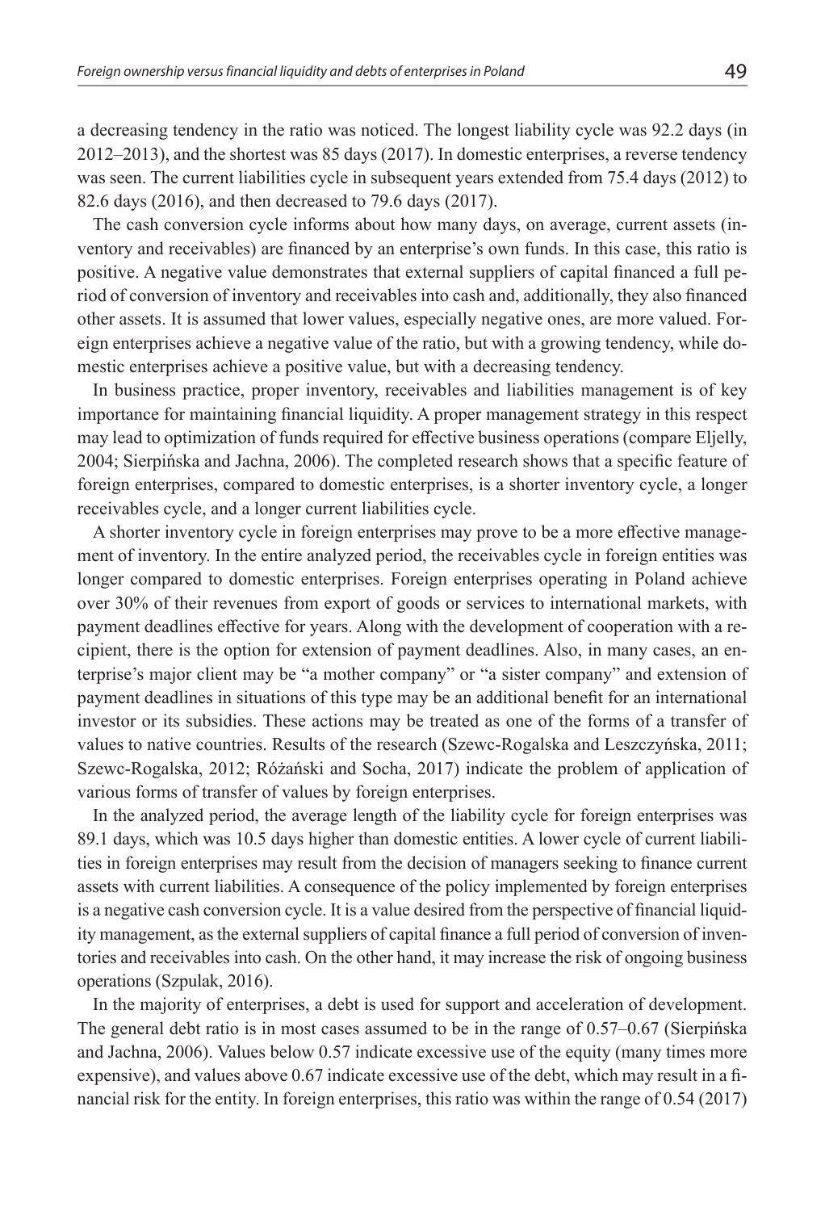a decreasing tendency in the ratio was noticed. The longest liability cycle was 92.2 days (in 2012–2013), and the shortest was 85 days (2017). In domestic enterprises, a reverse tendency was seen. The current liabilities cycle in subsequent years extended from 75.4 days (2012) to 82.6 days (2016), and then decreased to 79.6 days (2017).

The cash conversion cycle informs about how many days, on average, current assets (inventory and receivables) are financed by an enterprise's own funds. In this case, this ratio is positive. A negative value demonstrates that external suppliers of capital financed a full period of conversion of inventory and receivables into cash and, additionally, they also financed other assets. It is assumed that lower values, especially negative ones, are more valued. Foreign enterprises achieve a negative value of the ratio, but with a growing tendency, while domestic enterprises achieve a positive value, but with a decreasing tendency.

In business practice, proper inventory, receivables and liabilities management is of key importance for maintaining financial liquidity. A proper management strategy in this respect may lead to optimization of funds required for effective business operations (compare Eljelly, 2004; Sierpińska and Jachna, 2006). The completed research shows that a specific feature of foreign enterprises, compared to domestic enterprises, is a shorter inventory cycle, a longer receivables cycle, and a longer current liabilities cycle.

A shorter inventory cycle in foreign enterprises may prove to be a more effective management of inventory. In the entire analyzed period, the receivables cycle in foreign entities was longer compared to domestic enterprises. Foreign enterprises operating in Poland achieve over 30% of their revenues from export of goods or services to international markets, with payment deadlines effective for years. Along with the development of cooperation with a recipient, there is the option for extension of payment deadlines. Also, in many cases, an enterprise's major client may be "a mother company" or "a sister company" and extension of payment deadlines in situations of this type may be an additional benefit for an international investor or its subsidies. These actions may be treated as one of the forms of a transfer of values to native countries. Results of the research (Szewc-Rogalska and Leszczyńska, 2011; Szewc-Rogalska, 2012; Różański and Socha, 2017) indicate the problem of application of various forms of transfer of values by foreign enterprises.

In the analyzed period, the average length of the liability cycle for foreign enterprises was 89.1 days, which was 10.5 days higher than domestic entities. A lower cycle of current liabilities in foreign enterprises may result from the decision of managers seeking to finance current assets with current liabilities. A consequence of the policy implemented by foreign enterprises is a negative cash conversion cycle. It is a value desired from the perspective of financial liquidity management, as the external suppliers of capital finance a full period of conversion of inventories and receivables into cash. On the other hand, it may increase the risk of ongoing business operations (Szpulak, 2016).

In the majority of enterprises, a debt is used for support and acceleration of development. The general debt ratio is in most cases assumed to be in the range of 0.57–0.67 (Sierpińska and Jachna, 2006). Values below 0.57 indicate excessive use of the equity (many times more expensive), and values above 0.67 indicate excessive use of the debt, which may result in a financial risk for the entity. In foreign enterprises, this ratio was within the range of 0.54 (2017)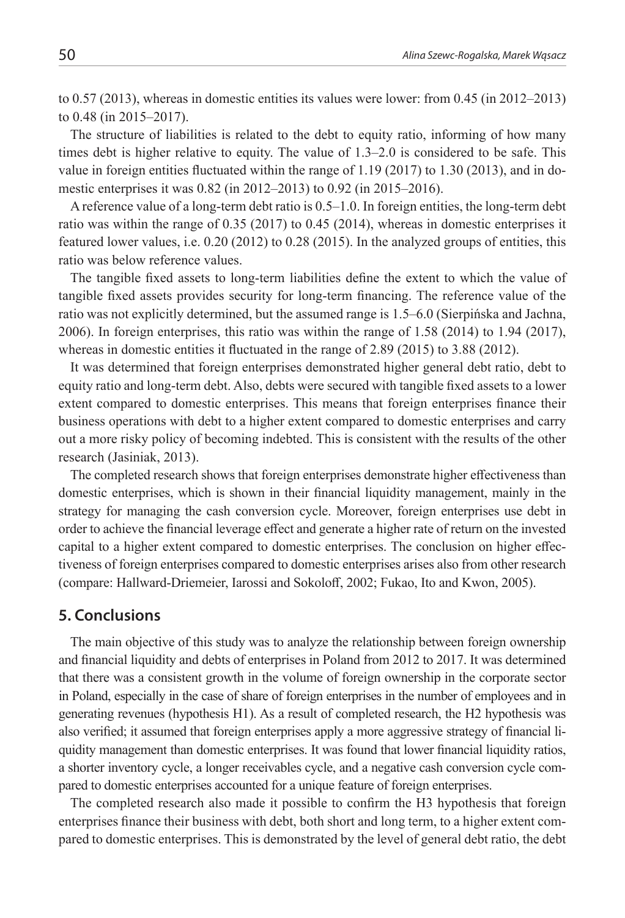to 0.57 (2013), whereas in domestic entities its values were lower: from 0.45 (in 2012–2013) to 0.48 (in 2015–2017).

The structure of liabilities is related to the debt to equity ratio, informing of how many times debt is higher relative to equity. The value of 1.3–2.0 is considered to be safe. This value in foreign entities fluctuated within the range of 1.19 (2017) to 1.30 (2013), and in domestic enterprises it was 0.82 (in 2012–2013) to 0.92 (in 2015–2016).

A reference value of a long-term debt ratio is 0.5–1.0. In foreign entities, the long-term debt ratio was within the range of 0.35 (2017) to 0.45 (2014), whereas in domestic enterprises it featured lower values, i.e. 0.20 (2012) to 0.28 (2015). In the analyzed groups of entities, this ratio was below reference values.

The tangible fixed assets to long-term liabilities define the extent to which the value of tangible fixed assets provides security for long-term financing. The reference value of the ratio was not explicitly determined, but the assumed range is 1.5–6.0 (Sierpińska and Jachna, 2006). In foreign enterprises, this ratio was within the range of 1.58 (2014) to 1.94 (2017), whereas in domestic entities it fluctuated in the range of 2.89 (2015) to 3.88 (2012).

It was determined that foreign enterprises demonstrated higher general debt ratio, debt to equity ratio and long-term debt. Also, debts were secured with tangible fixed assets to a lower extent compared to domestic enterprises. This means that foreign enterprises finance their business operations with debt to a higher extent compared to domestic enterprises and carry out a more risky policy of becoming indebted. This is consistent with the results of the other research (Jasiniak, 2013).

The completed research shows that foreign enterprises demonstrate higher effectiveness than domestic enterprises, which is shown in their financial liquidity management, mainly in the strategy for managing the cash conversion cycle. Moreover, foreign enterprises use debt in order to achieve the financial leverage effect and generate a higher rate of return on the invested capital to a higher extent compared to domestic enterprises. The conclusion on higher effectiveness of foreign enterprises compared to domestic enterprises arises also from other research (compare: Hallward-Driemeier, Iarossi and Sokoloff, 2002; Fukao, Ito and Kwon, 2005).

## 5. Conclusions

The main objective of this study was to analyze the relationship between foreign ownership and financial liquidity and debts of enterprises in Poland from 2012 to 2017. It was determined that there was a consistent growth in the volume of foreign ownership in the corporate sector in Poland, especially in the case of share of foreign enterprises in the number of employees and in generating revenues (hypothesis H1). As a result of completed research, the H2 hypothesis was also verified; it assumed that foreign enterprises apply a more aggressive strategy of financial liquidity management than domestic enterprises. It was found that lower financial liquidity ratios, a shorter inventory cycle, a longer receivables cycle, and a negative cash conversion cycle compared to domestic enterprises accounted for a unique feature of foreign enterprises.

The completed research also made it possible to confirm the H3 hypothesis that foreign enterprises finance their business with debt, both short and long term, to a higher extent compared to domestic enterprises. This is demonstrated by the level of general debt ratio, the debt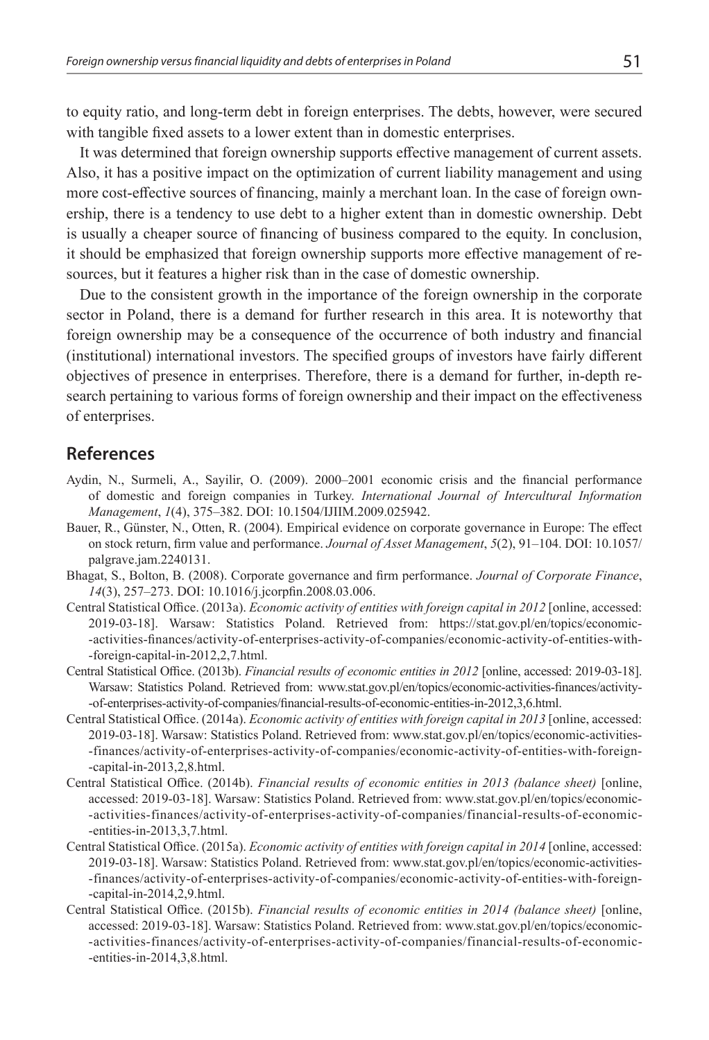to equity ratio, and long-term debt in foreign enterprises. The debts, however, were secured with tangible fixed assets to a lower extent than in domestic enterprises.

It was determined that foreign ownership supports effective management of current assets. Also, it has a positive impact on the optimization of current liability management and using more cost-effective sources of financing, mainly a merchant loan. In the case of foreign ownership, there is a tendency to use debt to a higher extent than in domestic ownership. Debt is usually a cheaper source of financing of business compared to the equity. In conclusion, it should be emphasized that foreign ownership supports more effective management of resources, but it features a higher risk than in the case of domestic ownership.

Due to the consistent growth in the importance of the foreign ownership in the corporate sector in Poland, there is a demand for further research in this area. It is noteworthy that foreign ownership may be a consequence of the occurrence of both industry and financial (institutional) international investors. The specified groups of investors have fairly different objectives of presence in enterprises. Therefore, there is a demand for further, in-depth research pertaining to various forms of foreign ownership and their impact on the effectiveness of enterprises.

## References

Aydin, N., Surmeli, A., Sayilir, O. (2009). 2000–2001 economic crisis and the financial performance of domestic and foreign companies in Turkey. *International Journal of Intercultural Information Management*, *1*(4), 375–382. DOI: 10.1504/IJIIM.2009.025942.

Bauer, R., Günster, N., Otten, R. (2004). Empirical evidence on corporate governance in Europe: The effect on stock return, firm value and performance. *Journal of Asset Management*, *5*(2), 91–104. DOI: 10.1057/palgrave.jam.2240131.

Bhagat, S., Bolton, B. (2008). Corporate governance and firm performance. *Journal of Corporate Finance*, *14*(3), 257–273. DOI: 10.1016/j.jcorpfin.2008.03.006.

Central Statistical Office. (2013a). *Economic activity of entities with foreign capital in 2012* [online, accessed: 2019-03-18]. Warsaw: Statistics Poland. Retrieved from: https://stat.gov.pl/en/topics/economic--activities-finances/activity-of-enterprises-activity-of-companies/economic-activity-of-entities-with--foreign-capital-in-2012,2,7.html.

Central Statistical Office. (2013b). *Financial results of economic entities in 2012* [online, accessed: 2019-03-18]. Warsaw: Statistics Poland. Retrieved from: www.stat.gov.pl/en/topics/economic-activities-finances/activity--of-enterprises-activity-of-companies/financial-results-of-economic-entities-in-2012,3,6.html.

Central Statistical Office. (2014a). *Economic activity of entities with foreign capital in 2013* [online, accessed: 2019-03-18]. Warsaw: Statistics Poland. Retrieved from: www.stat.gov.pl/en/topics/economic-activities--finances/activity-of-enterprises-activity-of-companies/economic-activity-of-entities-with-foreign--capital-in-2013,2,8.html.

Central Statistical Office. (2014b). *Financial results of economic entities in 2013 (balance sheet)* [online, accessed: 2019-03-18]. Warsaw: Statistics Poland. Retrieved from: www.stat.gov.pl/en/topics/economic--activities-finances/activity-of-enterprises-activity-of-companies/financial-results-of-economic--entities-in-2013,3,7.html.

Central Statistical Office. (2015a). *Economic activity of entities with foreign capital in 2014* [online, accessed: 2019-03-18]. Warsaw: Statistics Poland. Retrieved from: www.stat.gov.pl/en/topics/economic-activities--finances/activity-of-enterprises-activity-of-companies/economic-activity-of-entities-with-foreign--capital-in-2014,2,9.html.

Central Statistical Office. (2015b). *Financial results of economic entities in 2014 (balance sheet)* [online, accessed: 2019-03-18]. Warsaw: Statistics Poland. Retrieved from: www.stat.gov.pl/en/topics/economic--activities-finances/activity-of-enterprises-activity-of-companies/financial-results-of-economic--entities-in-2014,3,8.html.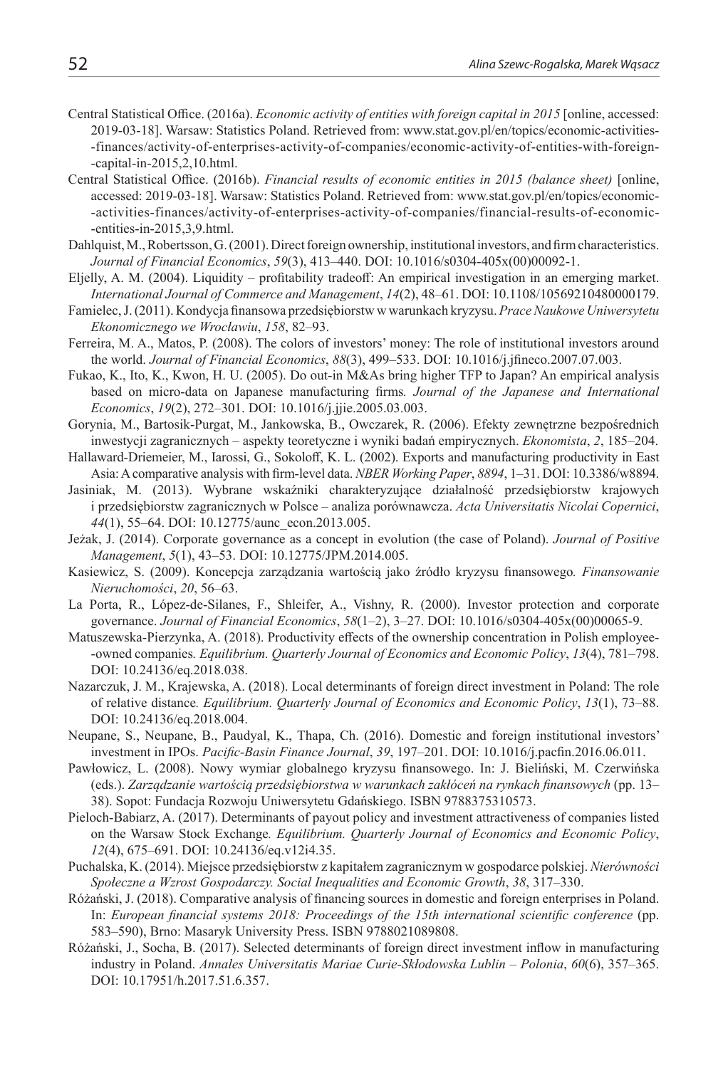Central Statistical Office. (2016a). *Economic activity of entities with foreign capital in 2015* [online, accessed: 2019-03-18]. Warsaw: Statistics Poland. Retrieved from: www.stat.gov.pl/en/topics/economic-activities--finances/activity-of-enterprises-activity-of-companies/economic-activity-of-entities-with-foreign--capital-in-2015,2,10.html.

Central Statistical Office. (2016b). *Financial results of economic entities in 2015 (balance sheet)* [online, accessed: 2019-03-18]. Warsaw: Statistics Poland. Retrieved from: www.stat.gov.pl/en/topics/economic--activities-finances/activity-of-enterprises-activity-of-companies/financial-results-of-economic--entities-in-2015,3,9.html.

Dahlquist, M., Robertsson, G. (2001). Direct foreign ownership, institutional investors, and firm characteristics. *Journal of Financial Economics*, *59*(3), 413–440. DOI: 10.1016/s0304-405x(00)00092-1.

Eljelly, A. M. (2004). Liquidity – profitability tradeoff: An empirical investigation in an emerging market. *International Journal of Commerce and Management*, *14*(2), 48–61. DOI: 10.1108/10569210480000179.

Famielec, J. (2011). Kondycja finansowa przedsiębiorstw w warunkach kryzysu. *Prace Naukowe Uniwersytetu Ekonomicznego we Wrocławiu*, *158*, 82–93.

Ferreira, M. A., Matos, P. (2008). The colors of investors' money: The role of institutional investors around the world. *Journal of Financial Economics*, *88*(3), 499–533. DOI: 10.1016/j.jfineco.2007.07.003.

Fukao, K., Ito, K., Kwon, H. U. (2005). Do out-in M&As bring higher TFP to Japan? An empirical analysis based on micro-data on Japanese manufacturing firms*. Journal of the Japanese and International Economics*, *19*(2), 272–301. DOI: 10.1016/j.jjie.2005.03.003.

Gorynia, M., Bartosik-Purgat, M., Jankowska, B., Owczarek, R. (2006). Efekty zewnętrzne bezpośrednich inwestycji zagranicznych – aspekty teoretyczne i wyniki badań empirycznych. *Ekonomista*, *2*, 185–204.

Hallaward-Driemeier, M., Iarossi, G., Sokoloff, K. L. (2002). Exports and manufacturing productivity in East Asia: A comparative analysis with firm-level data. *NBER Working Paper*, *8894*, 1–31. DOI: 10.3386/w8894.

Jasiniak, M. (2013). Wybrane wskaźniki charakteryzujące działalność przedsiębiorstw krajowych i przedsiębiorstw zagranicznych w Polsce – analiza porównawcza. *Acta Universitatis Nicolai Copernici*, *44*(1), 55–64. DOI: 10.12775/aunc_econ.2013.005.

Jeżak, J. (2014). Corporate governance as a concept in evolution (the case of Poland). *Journal of Positive Management*, *5*(1), 43–53. DOI: 10.12775/JPM.2014.005.

Kasiewicz, S. (2009). Koncepcja zarządzania wartością jako źródło kryzysu finansowego*. Finansowanie Nieruchomości*, *20*, 56–63.

La Porta, R., López-de-Silanes, F., Shleifer, A., Vishny, R. (2000). Investor protection and corporate governance. *Journal of Financial Economics*, *58*(1–2), 3–27. DOI: 10.1016/s0304-405x(00)00065-9.

Matuszewska-Pierzynka, A. (2018). Productivity effects of the ownership concentration in Polish employee--owned companies*. Equilibrium. Quarterly Journal of Economics and Economic Policy*, *13*(4), 781–798. DOI: 10.24136/eq.2018.038.

Nazarczuk, J. M., Krajewska, A. (2018). Local determinants of foreign direct investment in Poland: The role of relative distance*. Equilibrium. Quarterly Journal of Economics and Economic Policy*, *13*(1), 73–88. DOI: 10.24136/eq.2018.004.

Neupane, S., Neupane, B., Paudyal, K., Thapa, Ch. (2016). Domestic and foreign institutional investors' investment in IPOs. *Pacific-Basin Finance Journal*, *39*, 197–201. DOI: 10.1016/j.pacfin.2016.06.011.

Pawłowicz, L. (2008). Nowy wymiar globalnego kryzysu finansowego. In: J. Bieliński, M. Czerwińska (eds.). *Zarządzanie wartością przedsiębiorstwa w warunkach zakłóceń na rynkach finansowych* (pp. 13–38). Sopot: Fundacja Rozwoju Uniwersytetu Gdańskiego. ISBN 9788375310573.

Pieloch-Babiarz, A. (2017). Determinants of payout policy and investment attractiveness of companies listed on the Warsaw Stock Exchange*. Equilibrium. Quarterly Journal of Economics and Economic Policy*, *12*(4), 675–691. DOI: 10.24136/eq.v12i4.35.

Puchalska, K. (2014). Miejsce przedsiębiorstw z kapitałem zagranicznym w gospodarce polskiej. *Nierówności Społeczne a Wzrost Gospodarczy. Social Inequalities and Economic Growth*, *38*, 317–330.

Różański, J. (2018). Comparative analysis of financing sources in domestic and foreign enterprises in Poland. In: *European financial systems 2018: Proceedings of the 15th international scientific conference* (pp. 583–590), Brno: Masaryk University Press. ISBN 9788021089808.

Różański, J., Socha, B. (2017). Selected determinants of foreign direct investment inflow in manufacturing industry in Poland. *Annales Universitatis Mariae Curie-Skłodowska Lublin – Polonia*, *60*(6), 357–365. DOI: 10.17951/h.2017.51.6.357.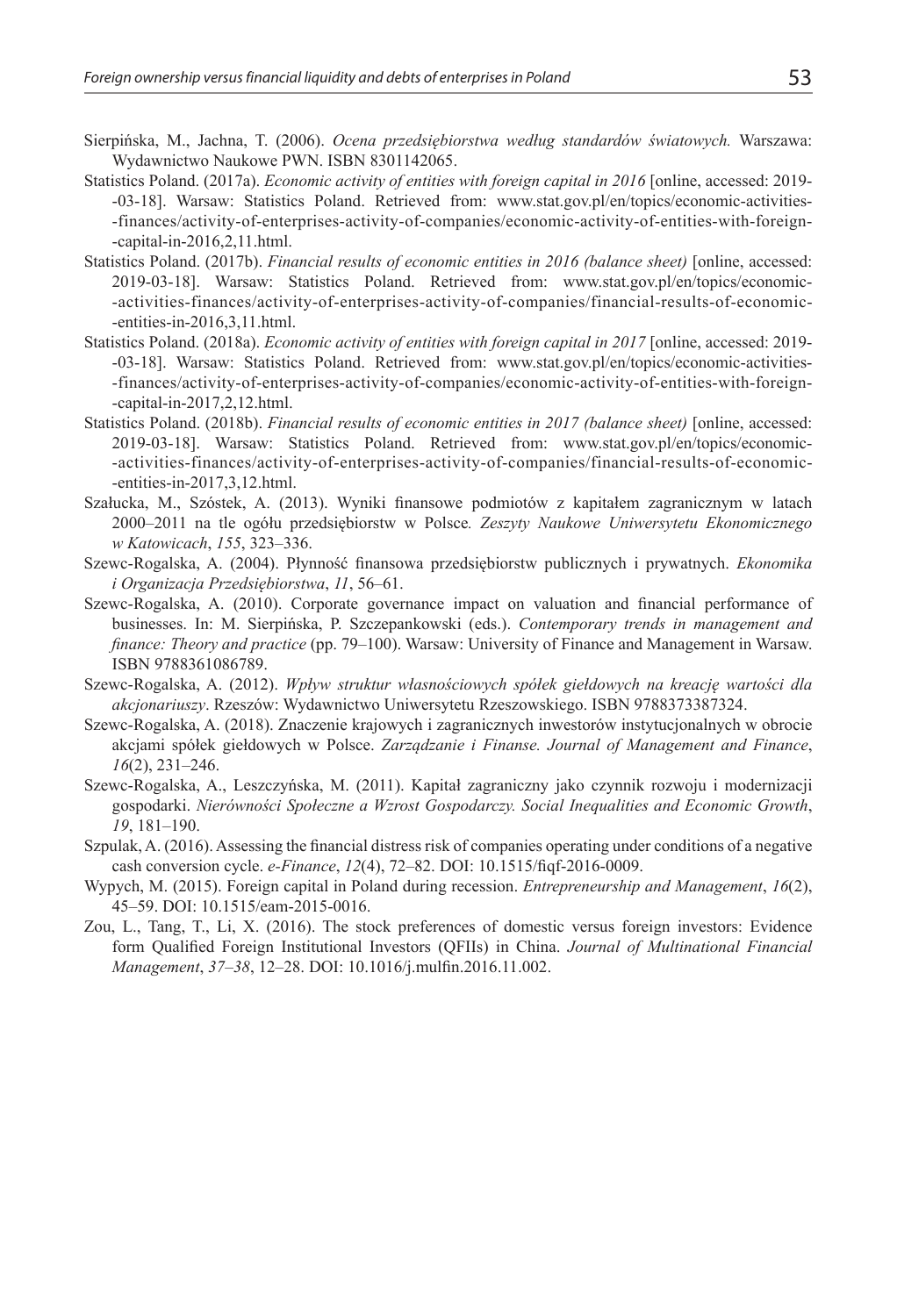Sierpińska, M., Jachna, T. (2006). *Ocena przedsiębiorstwa według standardów światowych.* Warszawa: Wydawnictwo Naukowe PWN. ISBN 8301142065.

Statistics Poland. (2017a). *Economic activity of entities with foreign capital in 2016* [online, accessed: 2019-03-18]. Warsaw: Statistics Poland. Retrieved from: www.stat.gov.pl/en/topics/economic-activities-finances/activity-of-enterprises-activity-of-companies/economic-activity-of-entities-with-foreign-capital-in-2016,2,11.html.

Statistics Poland. (2017b). *Financial results of economic entities in 2016 (balance sheet)* [online, accessed: 2019-03-18]. Warsaw: Statistics Poland. Retrieved from: www.stat.gov.pl/en/topics/economic-activities-finances/activity-of-enterprises-activity-of-companies/financial-results-of-economic-entities-in-2016,3,11.html.

Statistics Poland. (2018a). *Economic activity of entities with foreign capital in 2017* [online, accessed: 2019-03-18]. Warsaw: Statistics Poland. Retrieved from: www.stat.gov.pl/en/topics/economic-activities-finances/activity-of-enterprises-activity-of-companies/economic-activity-of-entities-with-foreign-capital-in-2017,2,12.html.

Statistics Poland. (2018b). *Financial results of economic entities in 2017 (balance sheet)* [online, accessed: 2019-03-18]. Warsaw: Statistics Poland. Retrieved from: www.stat.gov.pl/en/topics/economic-activities-finances/activity-of-enterprises-activity-of-companies/financial-results-of-economic-entities-in-2017,3,12.html.

Szałucka, M., Szóstek, A. (2013). Wyniki finansowe podmiotów z kapitałem zagranicznym w latach 2000–2011 na tle ogółu przedsiębiorstw w Polsce*. Zeszyty Naukowe Uniwersytetu Ekonomicznego w Katowicach*, *155*, 323–336.

Szewc-Rogalska, A. (2004). Płynność finansowa przedsiębiorstw publicznych i prywatnych. *Ekonomika i Organizacja Przedsiębiorstwa*, *11*, 56–61.

Szewc-Rogalska, A. (2010). Corporate governance impact on valuation and financial performance of businesses. In: M. Sierpińska, P. Szczepankowski (eds.). *Contemporary trends in management and finance: Theory and practice* (pp. 79–100). Warsaw: University of Finance and Management in Warsaw. ISBN 9788361086789.

Szewc-Rogalska, A. (2012). *Wpływ struktur własnościowych spółek giełdowych na kreację wartości dla akcjonariuszy*. Rzeszów: Wydawnictwo Uniwersytetu Rzeszowskiego. ISBN 9788373387324.

Szewc-Rogalska, A. (2018). Znaczenie krajowych i zagranicznych inwestorów instytucjonalnych w obrocie akcjami spółek giełdowych w Polsce. *Zarządzanie i Finanse. Journal of Management and Finance*, *16*(2), 231–246.

Szewc-Rogalska, A., Leszczyńska, M. (2011). Kapitał zagraniczny jako czynnik rozwoju i modernizacji gospodarki. *Nierówności Społeczne a Wzrost Gospodarczy. Social Inequalities and Economic Growth*, *19*, 181–190.

Szpulak, A. (2016). Assessing the financial distress risk of companies operating under conditions of a negative cash conversion cycle. *e-Finance*, *12*(4), 72–82. DOI: 10.1515/fiqf-2016-0009.

Wypych, M. (2015). Foreign capital in Poland during recession. *Entrepreneurship and Management*, *16*(2), 45–59. DOI: 10.1515/eam-2015-0016.

Zou, L., Tang, T., Li, X. (2016). The stock preferences of domestic versus foreign investors: Evidence form Qualified Foreign Institutional Investors (QFIIs) in China. *Journal of Multinational Financial Management*, *37–38*, 12–28. DOI: 10.1016/j.mulfin.2016.11.002.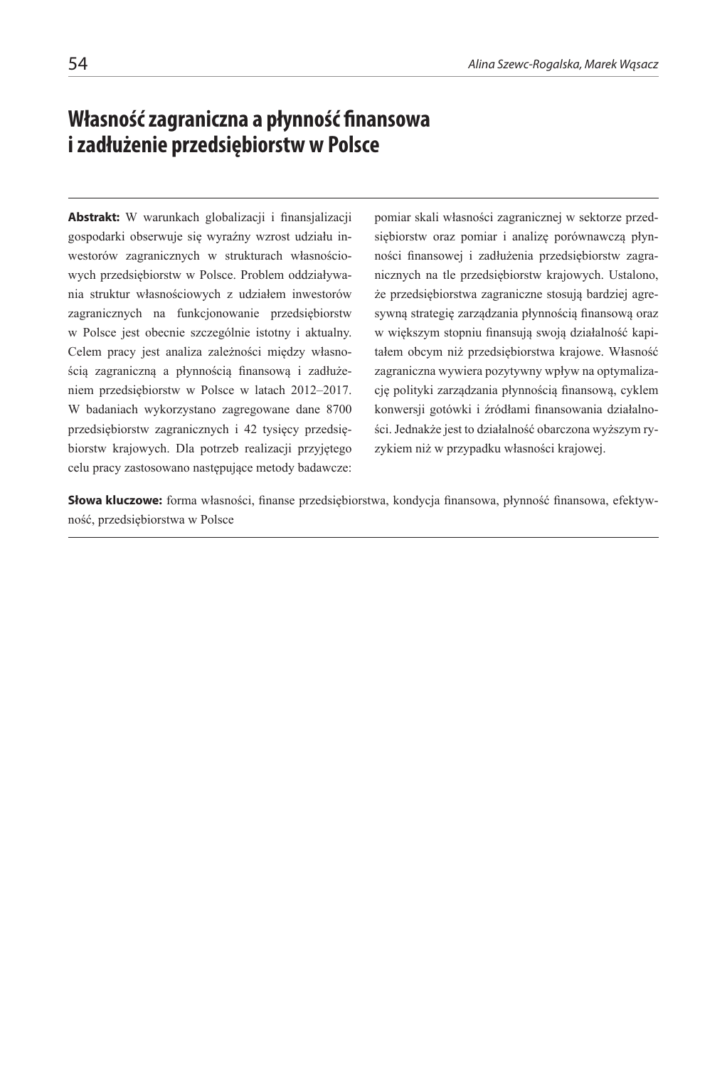# Własność zagraniczna a płynność finansowa i zadłużenie przedsiębiorstw w Polsce

**Abstrakt:** W warunkach globalizacji i finansjalizacji gospodarki obserwuje się wyraźny wzrost udziału inwestorów zagranicznych w strukturach własnościowych przedsiębiorstw w Polsce. Problem oddziaływania struktur własnościowych z udziałem inwestorów zagranicznych na funkcjonowanie przedsiębiorstw w Polsce jest obecnie szczególnie istotny i aktualny. Celem pracy jest analiza zależności między własnością zagraniczną a płynnością finansową i zadłużeniem przedsiębiorstw w Polsce w latach 2012–2017. W badaniach wykorzystano zagregowane dane 8700 przedsiębiorstw zagranicznych i 42 tysięcy przedsiębiorstw krajowych. Dla potrzeb realizacji przyjętego celu pracy zastosowano następujące metody badawcze: pomiar skali własności zagranicznej w sektorze przedsiębiorstw oraz pomiar i analizę porównawczą płynności finansowej i zadłużenia przedsiębiorstw zagranicznych na tle przedsiębiorstw krajowych. Ustalono, że przedsiębiorstwa zagraniczne stosują bardziej agresywną strategię zarządzania płynnością finansową oraz w większym stopniu finansują swoją działalność kapitałem obcym niż przedsiębiorstwa krajowe. Własność zagraniczna wywiera pozytywny wpływ na optymalizację polityki zarządzania płynnością finansową, cyklem konwersji gotówki i źródłami finansowania działalności. Jednakże jest to działalność obarczona wyższym ryzykiem niż w przypadku własności krajowej.

**Słowa kluczowe:** forma własności, finanse przedsiębiorstwa, kondycja finansowa, płynność finansowa, efektywność, przedsiębiorstwa w Polsce